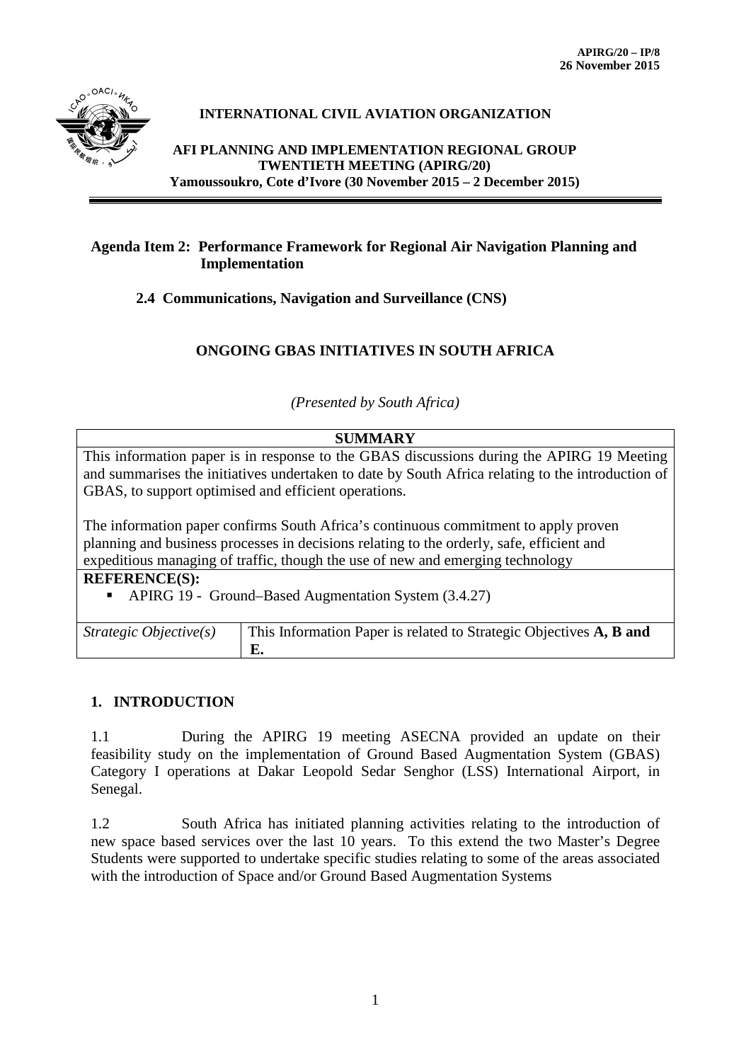APIRG/20 – IP/8
26 November 2015

**INTERNATIONAL CIVIL AVIATION ORGANIZATION**

**AFI PLANNING AND IMPLEMENTATION REGIONAL GROUP**
**TWENTIETH MEETING (APIRG/20)**
**Yamoussoukro, Cote d'Ivore (30 November 2015 – 2 December 2015)**

**Agenda Item 2: Performance Framework for Regional Air Navigation Planning and Implementation**

**2.4 Communications, Navigation and Surveillance (CNS)**

# ONGOING GBAS INITIATIVES IN SOUTH AFRICA

*(Presented by South Africa)*

| **SUMMARY** | |
|---|---|
| This information paper is in response to the GBAS discussions during the APIRG 19 Meeting and summarises the initiatives undertaken to date by South Africa relating to the introduction of GBAS, to support optimised and efficient operations.<br><br>The information paper confirms South Africa's continuous commitment to apply proven planning and business processes in decisions relating to the orderly, safe, efficient and expeditious managing of traffic, though the use of new and emerging technology | |
| **REFERENCE(S):**<br>▪ APIRG 19 - Ground–Based Augmentation System (3.4.27) | |
| *Strategic Objective(s)* | This Information Paper is related to Strategic Objectives **A, B and E.** |

## 1. INTRODUCTION

1.1 During the APIRG 19 meeting ASECNA provided an update on their feasibility study on the implementation of Ground Based Augmentation System (GBAS) Category I operations at Dakar Leopold Sedar Senghor (LSS) International Airport, in Senegal.

1.2 South Africa has initiated planning activities relating to the introduction of new space based services over the last 10 years. To this extend the two Master's Degree Students were supported to undertake specific studies relating to some of the areas associated with the introduction of Space and/or Ground Based Augmentation Systems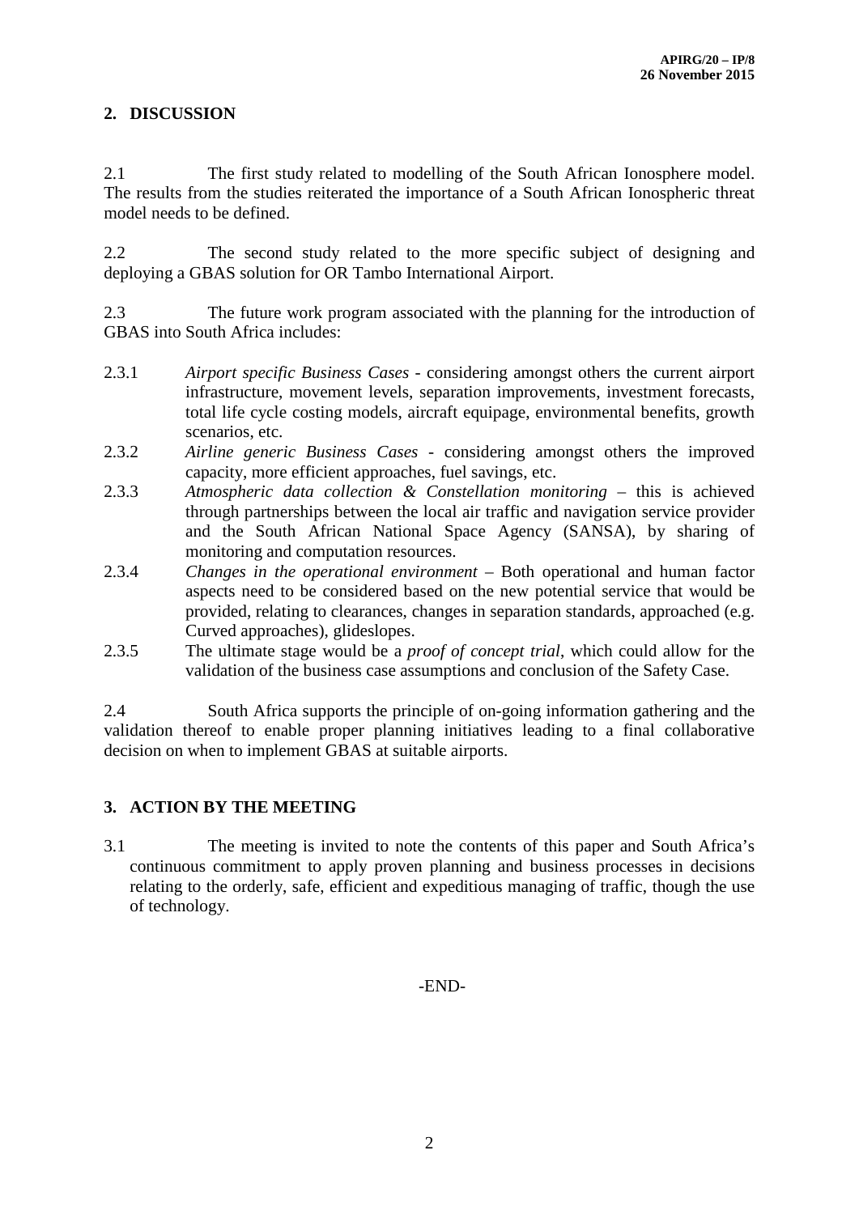## 2. DISCUSSION

2.1 The first study related to modelling of the South African Ionosphere model. The results from the studies reiterated the importance of a South African Ionospheric threat model needs to be defined.

2.2 The second study related to the more specific subject of designing and deploying a GBAS solution for OR Tambo International Airport.

2.3 The future work program associated with the planning for the introduction of GBAS into South Africa includes:

2.3.1 *Airport specific Business Cases* - considering amongst others the current airport infrastructure, movement levels, separation improvements, investment forecasts, total life cycle costing models, aircraft equipage, environmental benefits, growth scenarios, etc.

2.3.2 *Airline generic Business Cases* - considering amongst others the improved capacity, more efficient approaches, fuel savings, etc.

2.3.3 *Atmospheric data collection & Constellation monitoring* – this is achieved through partnerships between the local air traffic and navigation service provider and the South African National Space Agency (SANSA), by sharing of monitoring and computation resources.

2.3.4 *Changes in the operational environment* – Both operational and human factor aspects need to be considered based on the new potential service that would be provided, relating to clearances, changes in separation standards, approached (e.g. Curved approaches), glideslopes.

2.3.5 The ultimate stage would be a *proof of concept trial*, which could allow for the validation of the business case assumptions and conclusion of the Safety Case.

2.4 South Africa supports the principle of on-going information gathering and the validation thereof to enable proper planning initiatives leading to a final collaborative decision on when to implement GBAS at suitable airports.

## 3. ACTION BY THE MEETING

3.1 The meeting is invited to note the contents of this paper and South Africa's continuous commitment to apply proven planning and business processes in decisions relating to the orderly, safe, efficient and expeditious managing of traffic, though the use of technology.

-END-